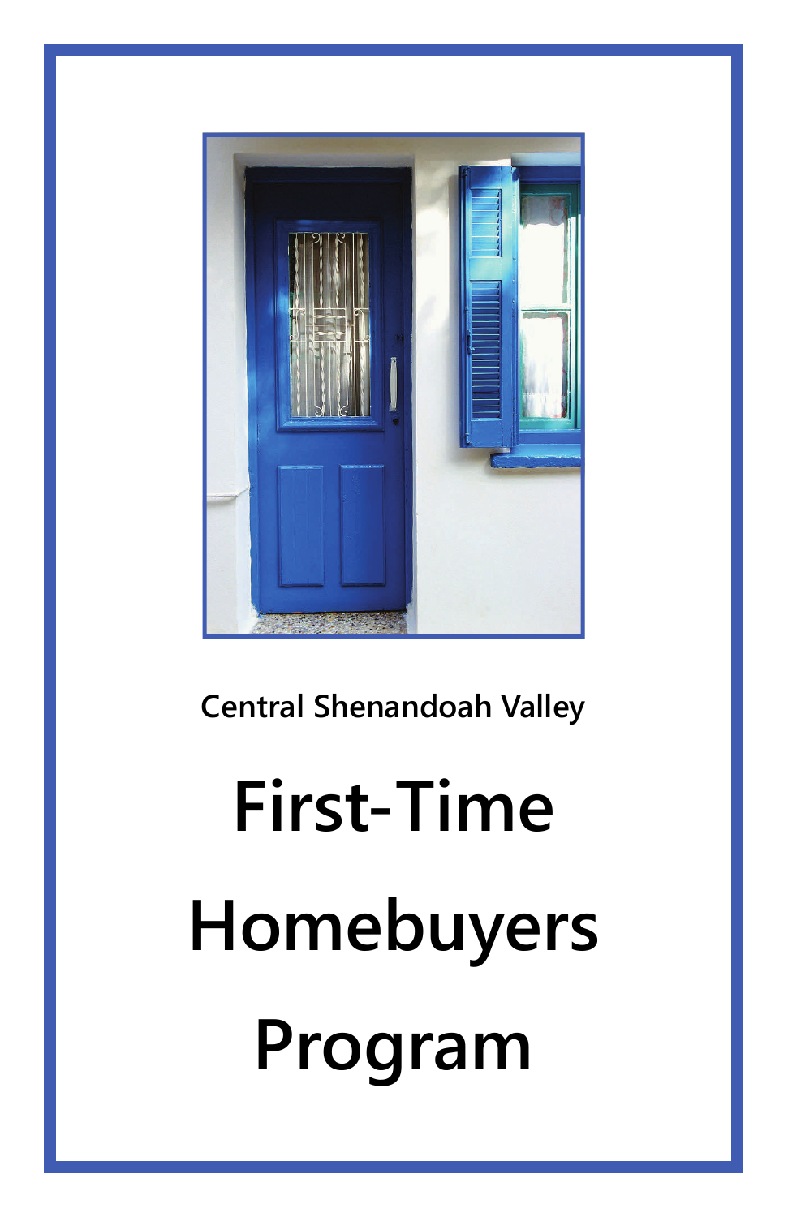Central Shenandoah Valley

# First-Time Homebuyers Program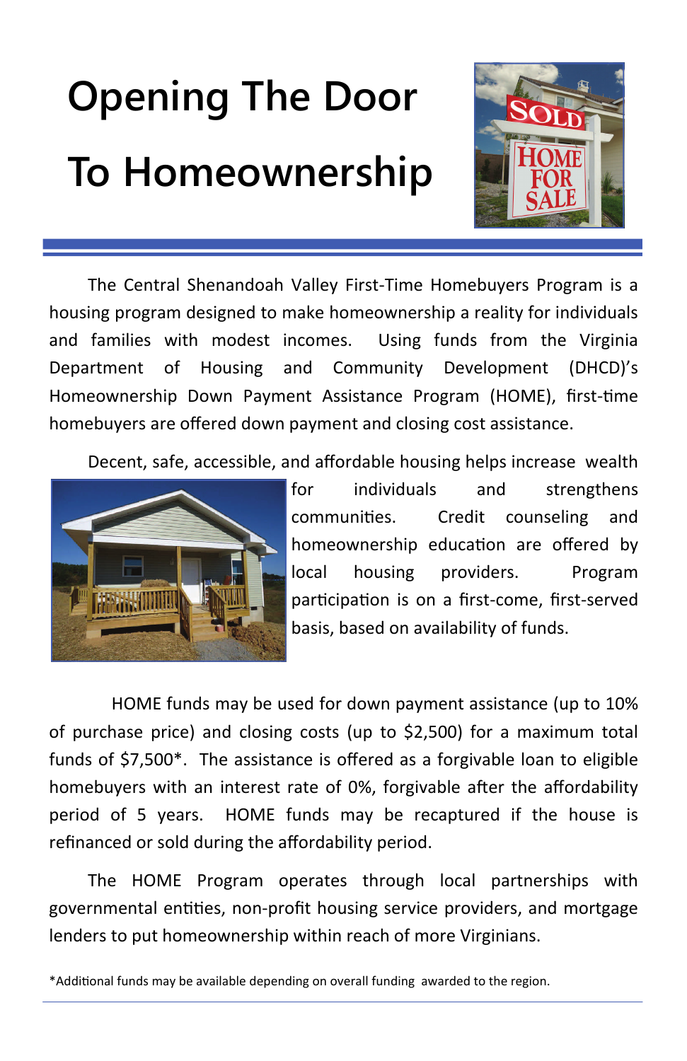# Opening The Door To Homeownership

The Central Shenandoah Valley First-Time Homebuyers Program is a housing program designed to make homeownership a reality for individuals and families with modest incomes. Using funds from the Virginia Department of Housing and Community Development (DHCD)'s Homeownership Down Payment Assistance Program (HOME), first-time homebuyers are offered down payment and closing cost assistance.

Decent, safe, accessible, and affordable housing helps increase wealth for individuals and strengthens communities. Credit counseling and homeownership education are offered by local housing providers. Program participation is on a first-come, first-served basis, based on availability of funds.

HOME funds may be used for down payment assistance (up to 10% of purchase price) and closing costs (up to $2,500) for a maximum total funds of $7,500*. The assistance is offered as a forgivable loan to eligible homebuyers with an interest rate of 0%, forgivable after the affordability period of 5 years. HOME funds may be recaptured if the house is refinanced or sold during the affordability period.

The HOME Program operates through local partnerships with governmental entities, non-profit housing service providers, and mortgage lenders to put homeownership within reach of more Virginians.

*Additional funds may be available depending on overall funding awarded to the region.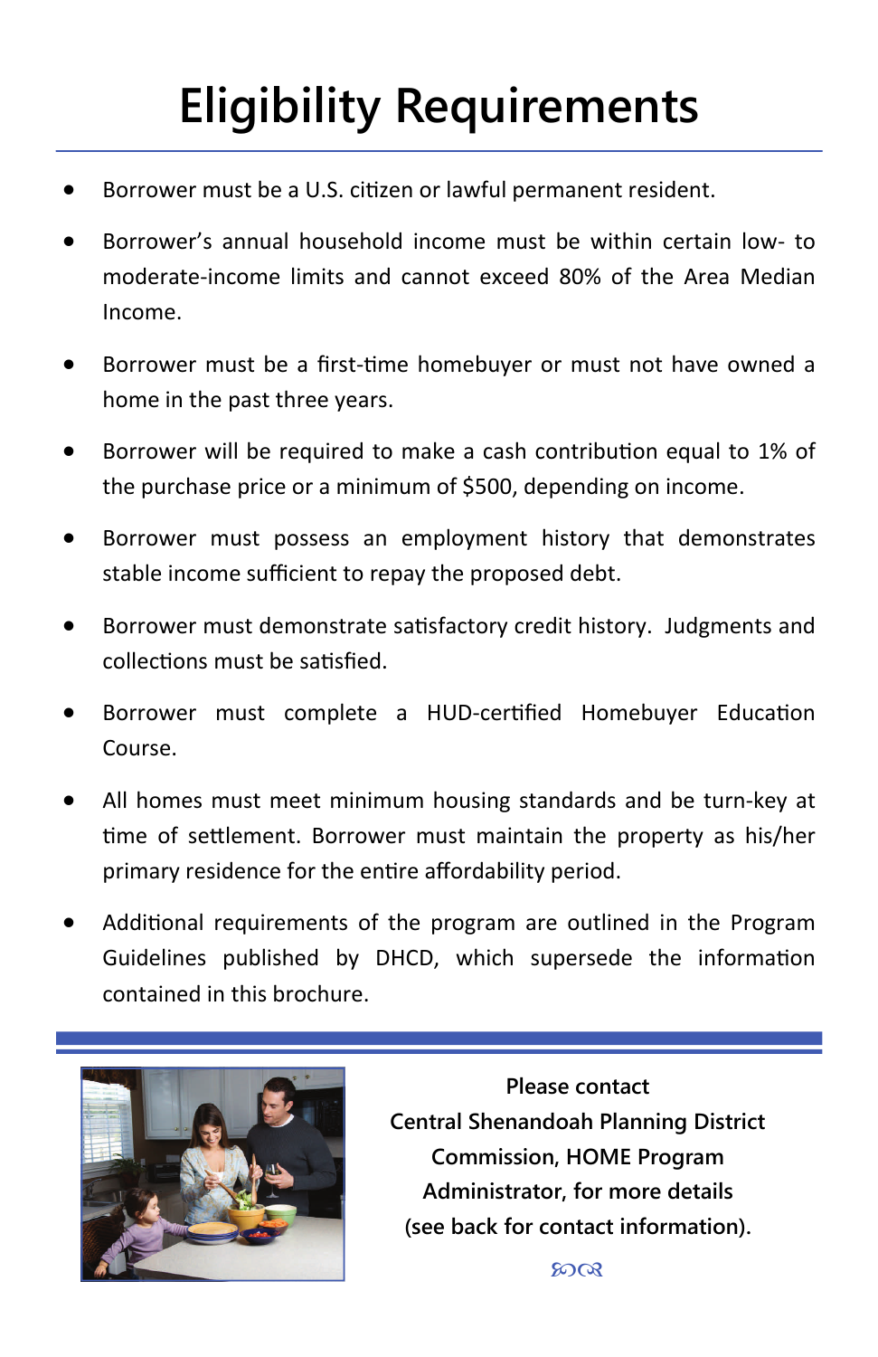# Eligibility Requirements

- Borrower must be a U.S. citizen or lawful permanent resident.
- Borrower's annual household income must be within certain low- to moderate-income limits and cannot exceed 80% of the Area Median Income.
- Borrower must be a first-time homebuyer or must not have owned a home in the past three years.
- Borrower will be required to make a cash contribution equal to 1% of the purchase price or a minimum of $500, depending on income.
- Borrower must possess an employment history that demonstrates stable income sufficient to repay the proposed debt.
- Borrower must demonstrate satisfactory credit history. Judgments and collections must be satisfied.
- Borrower must complete a HUD-certified Homebuyer Education Course.
- All homes must meet minimum housing standards and be turn-key at time of settlement. Borrower must maintain the property as his/her primary residence for the entire affordability period.
- Additional requirements of the program are outlined in the Program Guidelines published by DHCD, which supersede the information contained in this brochure.

**Please contact Central Shenandoah Planning District Commission, HOME Program Administrator, for more details (see back for contact information).**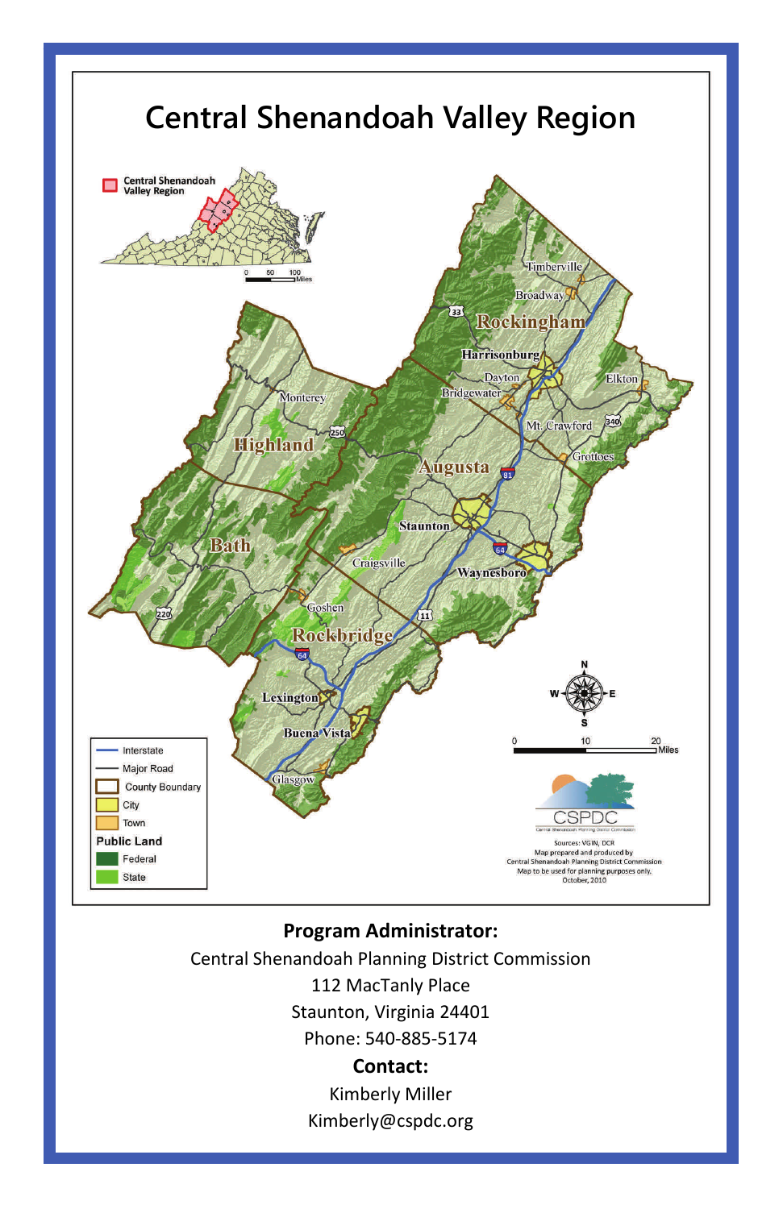# Central Shenandoah Valley Region

Central Shenandoah Valley Region

Timberville
Broadway
Rockingham
Harrisonburg
Dayton
Bridgewater
Elkton
Mt. Crawford
Grottoes
Monterey
Highland
Augusta
Staunton
Bath
Craigsville
Waynesboro
Goshen
Rockbridge
Lexington
Buena Vista
Glasgow

Interstate
Major Road
County Boundary
City
Town
Public Land
Federal
State

0 10 20 Miles

CSPDC
Central Shenandoah Planning District Commission

Sources: VGIN, DCR
Map prepared and produced by
Central Shenandoah Planning District Commission
Map to be used for planning purposes only.
October, 2010

**Program Administrator:**

Central Shenandoah Planning District Commission
112 MacTanly Place
Staunton, Virginia 24401
Phone: 540-885-5174

**Contact:**

Kimberly Miller
Kimberly@cspdc.org